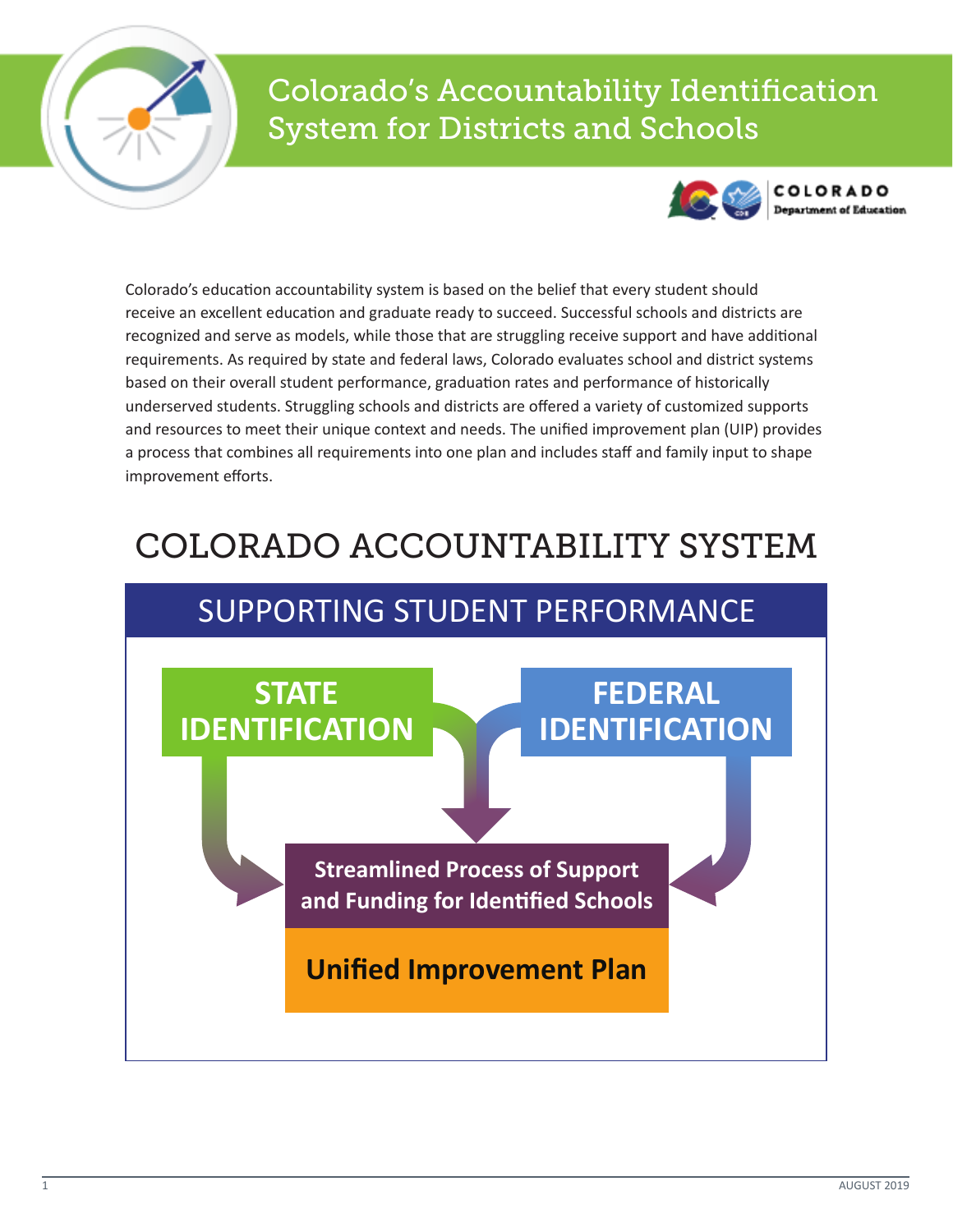# Colorado's Accountability Identification System for Districts and Schools

COLORADO Department of Education

Colorado's education accountability system is based on the belief that every student should receive an excellent education and graduate ready to succeed. Successful schools and districts are recognized and serve as models, while those that are struggling receive support and have additional requirements. As required by state and federal laws, Colorado evaluates school and district systems based on their overall student performance, graduation rates and performance of historically underserved students. Struggling schools and districts are offered a variety of customized supports and resources to meet their unique context and needs. The unified improvement plan (UIP) provides a process that combines all requirements into one plan and includes staff and family input to shape improvement efforts.

## COLORADO ACCOUNTABILITY SYSTEM

### SUPPORTING STUDENT PERFORMANCE

**STATE IDENTIFICATION**

**FEDERAL IDENTIFICATION**

**Streamlined Process of Support and Funding for Identified Schools**

**Unified Improvement Plan**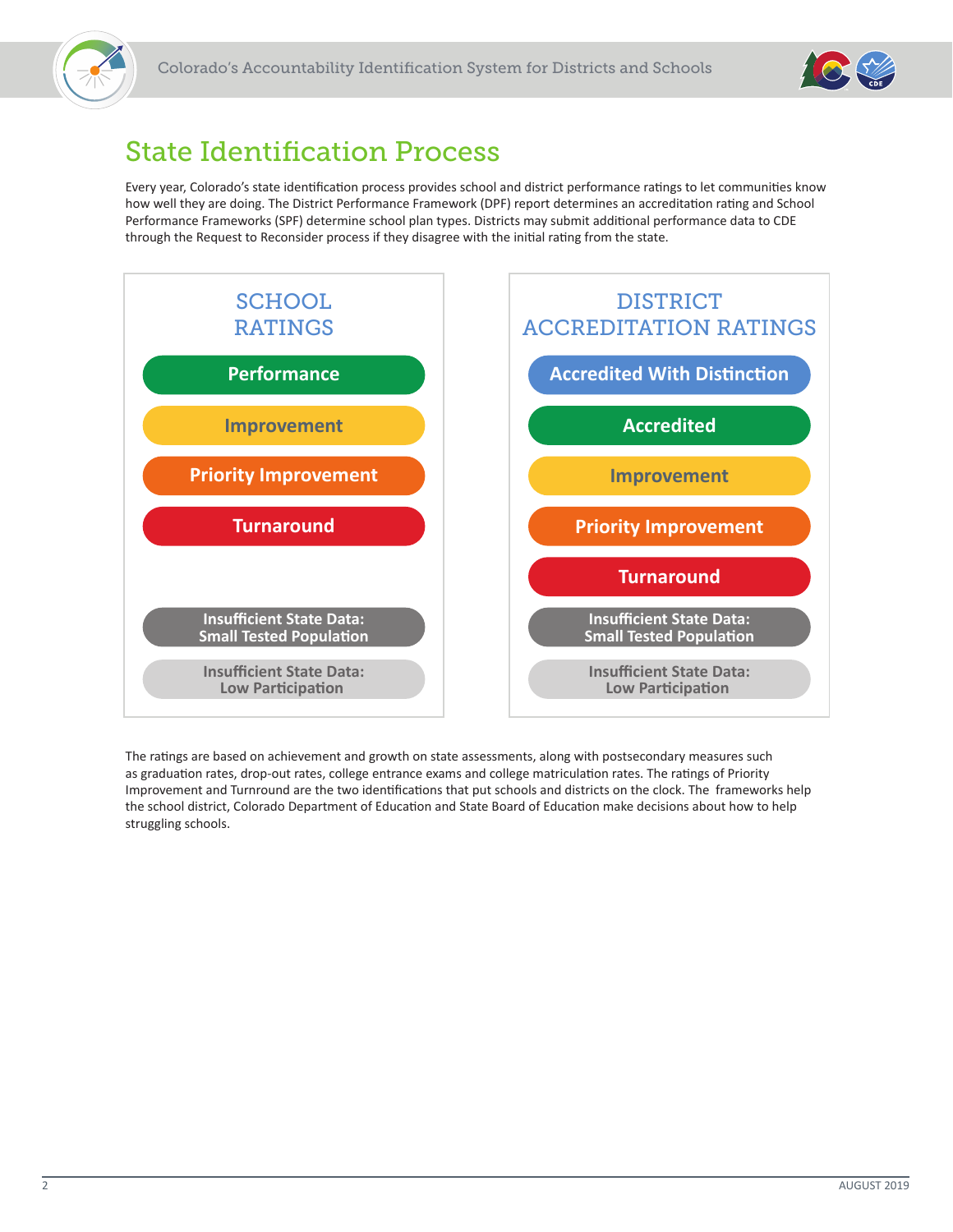# State Identification Process

Every year, Colorado's state identification process provides school and district performance ratings to let communities know how well they are doing. The District Performance Framework (DPF) report determines an accreditation rating and School Performance Frameworks (SPF) determine school plan types. Districts may submit additional performance data to CDE through the Request to Reconsider process if they disagree with the initial rating from the state.

## SCHOOL RATINGS

- Performance
- Improvement
- Priority Improvement
- Turnaround
- Insufficient State Data: Small Tested Population
- Insufficient State Data: Low Participation

## DISTRICT ACCREDITATION RATINGS

- Accredited With Distinction
- Accredited
- Improvement
- Priority Improvement
- Turnaround
- Insufficient State Data: Small Tested Population
- Insufficient State Data: Low Participation

The ratings are based on achievement and growth on state assessments, along with postsecondary measures such as graduation rates, drop-out rates, college entrance exams and college matriculation rates. The ratings of Priority Improvement and Turnround are the two identifications that put schools and districts on the clock. The frameworks help the school district, Colorado Department of Education and State Board of Education make decisions about how to help struggling schools.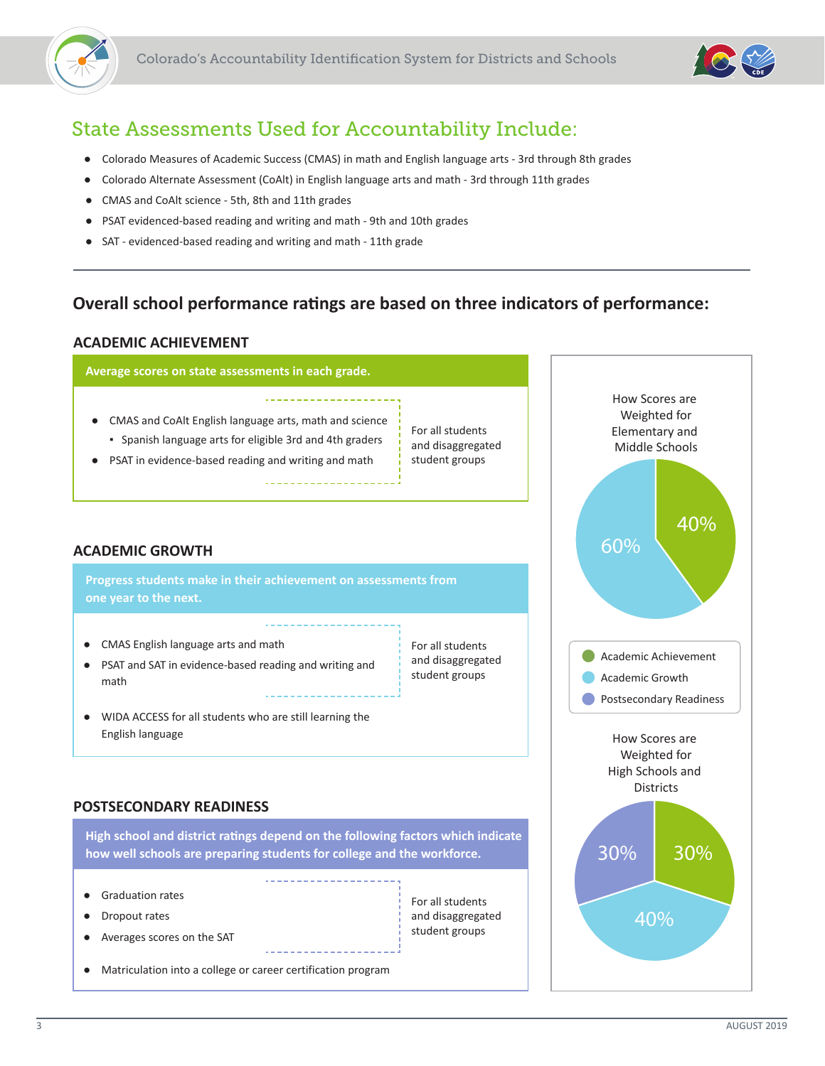## State Assessments Used for Accountability Include:

- Colorado Measures of Academic Success (CMAS) in math and English language arts - 3rd through 8th grades
- Colorado Alternate Assessment (CoAlt) in English language arts and math - 3rd through 11th grades
- CMAS and CoAlt science - 5th, 8th and 11th grades
- PSAT evidenced-based reading and writing and math - 9th and 10th grades
- SAT - evidenced-based reading and writing and math - 11th grade

---

## Overall school performance ratings are based on three indicators of performance:

### ACADEMIC ACHIEVEMENT

**Average scores on state assessments in each grade.**

- CMAS and CoAlt English language arts, math and science
  - Spanish language arts for eligible 3rd and 4th graders
- PSAT in evidence-based reading and writing and math

For all students and disaggregated student groups

### ACADEMIC GROWTH

**Progress students make in their achievement on assessments from one year to the next.**

- CMAS English language arts and math
- PSAT and SAT in evidence-based reading and writing and math

For all students and disaggregated student groups

- WIDA ACCESS for all students who are still learning the English language

### POSTSECONDARY READINESS

**High school and district ratings depend on the following factors which indicate how well schools are preparing students for college and the workforce.**

- Graduation rates
- Dropout rates
- Averages scores on the SAT

For all students and disaggregated student groups

- Matriculation into a college or career certification program

**How Scores are Weighted for Elementary and Middle Schools**

| Indicator | Weight |
|---|---|
| Academic Achievement | 40% |
| Academic Growth | 60% |

**How Scores are Weighted for High Schools and Districts**

| Indicator | Weight |
|---|---|
| Academic Achievement | 30% |
| Academic Growth | 40% |
| Postsecondary Readiness | 30% |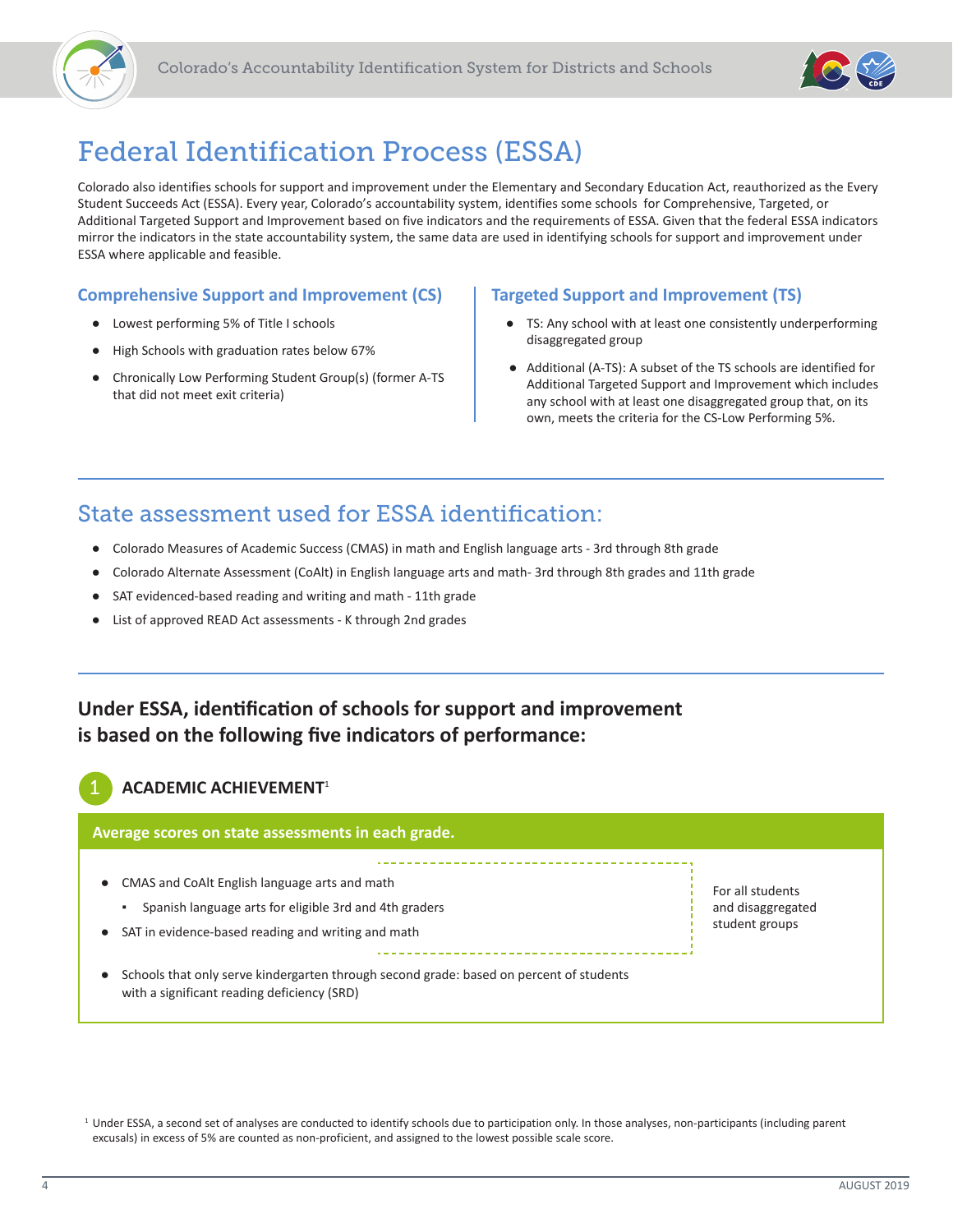# Federal Identification Process (ESSA)

Colorado also identifies schools for support and improvement under the Elementary and Secondary Education Act, reauthorized as the Every Student Succeeds Act (ESSA). Every year, Colorado's accountability system, identifies some schools for Comprehensive, Targeted, or Additional Targeted Support and Improvement based on five indicators and the requirements of ESSA. Given that the federal ESSA indicators mirror the indicators in the state accountability system, the same data are used in identifying schools for support and improvement under ESSA where applicable and feasible.

### Comprehensive Support and Improvement (CS)

- Lowest performing 5% of Title I schools
- High Schools with graduation rates below 67%
- Chronically Low Performing Student Group(s) (former A-TS that did not meet exit criteria)

### Targeted Support and Improvement (TS)

- TS: Any school with at least one consistently underperforming disaggregated group
- Additional (A-TS): A subset of the TS schools are identified for Additional Targeted Support and Improvement which includes any school with at least one disaggregated group that, on its own, meets the criteria for the CS-Low Performing 5%.

## State assessment used for ESSA identification:

- Colorado Measures of Academic Success (CMAS) in math and English language arts - 3rd through 8th grade
- Colorado Alternate Assessment (CoAlt) in English language arts and math- 3rd through 8th grades and 11th grade
- SAT evidenced-based reading and writing and math - 11th grade
- List of approved READ Act assessments - K through 2nd grades

## Under ESSA, identification of schools for support and improvement is based on the following five indicators of performance:

### 1 ACADEMIC ACHIEVEMENT[1]

**Average scores on state assessments in each grade.**

- CMAS and CoAlt English language arts and math
  - Spanish language arts for eligible 3rd and 4th graders
- SAT in evidence-based reading and writing and math

For all students and disaggregated student groups

- Schools that only serve kindergarten through second grade: based on percent of students with a significant reading deficiency (SRD)

[1] Under ESSA, a second set of analyses are conducted to identify schools due to participation only. In those analyses, non-participants (including parent excusals) in excess of 5% are counted as non-proficient, and assigned to the lowest possible scale score.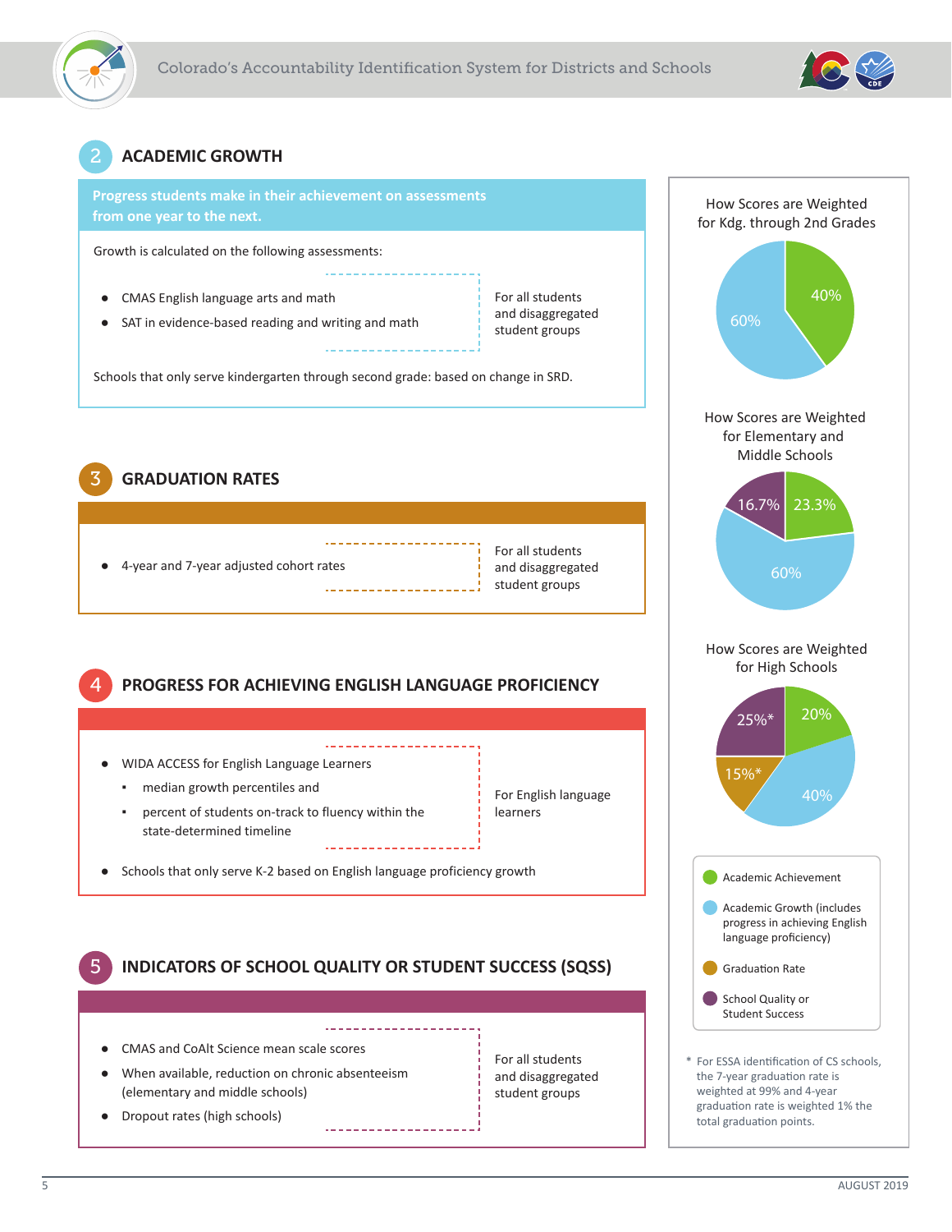## 2 ACADEMIC GROWTH

**Progress students make in their achievement on assessments from one year to the next.**

Growth is calculated on the following assessments:

- CMAS English language arts and math
- SAT in evidence-based reading and writing and math

For all students and disaggregated student groups

Schools that only serve kindergarten through second grade: based on change in SRD.

## 3 GRADUATION RATES

- 4-year and 7-year adjusted cohort rates

For all students and disaggregated student groups

## 4 PROGRESS FOR ACHIEVING ENGLISH LANGUAGE PROFICIENCY

- WIDA ACCESS for English Language Learners
  - median growth percentiles and
  - percent of students on-track to fluency within the state-determined timeline

For English language learners

- Schools that only serve K-2 based on English language proficiency growth

## 5 INDICATORS OF SCHOOL QUALITY OR STUDENT SUCCESS (SQSS)

- CMAS and CoAlt Science mean scale scores
- When available, reduction on chronic absenteeism (elementary and middle schools)
- Dropout rates (high schools)

For all students and disaggregated student groups

---

**How Scores are Weighted for Kdg. through 2nd Grades**

| Indicator | Weight |
|---|---|
| Academic Achievement | 40% |
| Academic Growth | 60% |

**How Scores are Weighted for Elementary and Middle Schools**

| Indicator | Weight |
|---|---|
| Academic Achievement | 23.3% |
| Academic Growth | 60% |
| School Quality or Student Success | 16.7% |

**How Scores are Weighted for High Schools**

| Indicator | Weight |
|---|---|
| Academic Achievement | 20% |
| Academic Growth | 40% |
| Graduation Rate | 15%* |
| School Quality or Student Success | 25%* |

- Academic Achievement
- Academic Growth (includes progress in achieving English language proficiency)
- Graduation Rate
- School Quality or Student Success

* For ESSA identification of CS schools, the 7-year graduation rate is weighted at 99% and 4-year graduation rate is weighted 1% the total graduation points.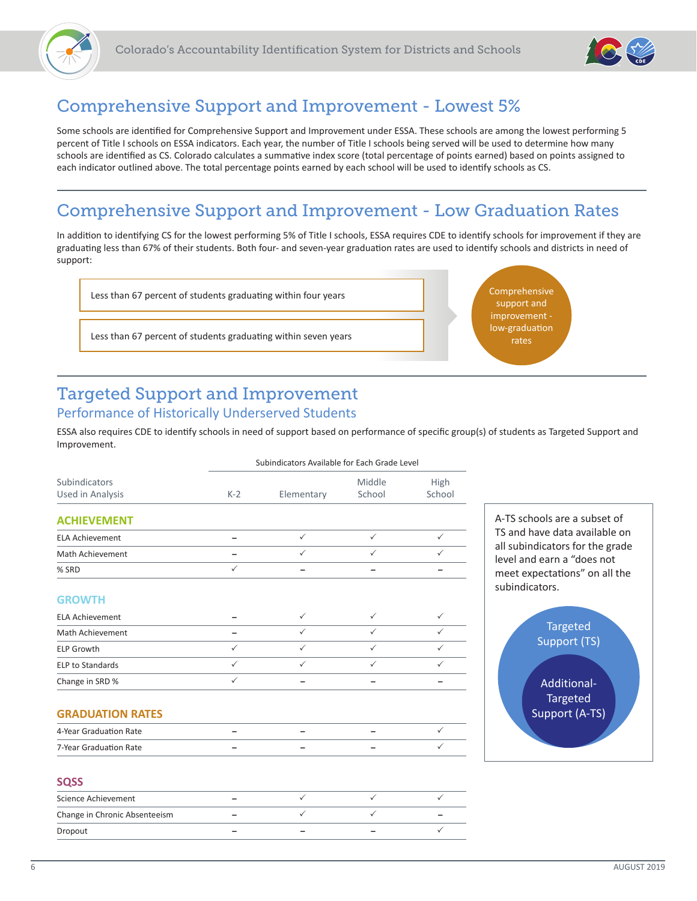## Comprehensive Support and Improvement - Lowest 5%

Some schools are identified for Comprehensive Support and Improvement under ESSA. These schools are among the lowest performing 5 percent of Title I schools on ESSA indicators. Each year, the number of Title I schools being served will be used to determine how many schools are identified as CS. Colorado calculates a summative index score (total percentage of points earned) based on points assigned to each indicator outlined above. The total percentage points earned by each school will be used to identify schools as CS.

## Comprehensive Support and Improvement - Low Graduation Rates

In addition to identifying CS for the lowest performing 5% of Title I schools, ESSA requires CDE to identify schools for improvement if they are graduating less than 67% of their students. Both four- and seven-year graduation rates are used to identify schools and districts in need of support:

- Less than 67 percent of students graduating within four years
- Less than 67 percent of students graduating within seven years

→ Comprehensive support and improvement - low-graduation rates

## Targeted Support and Improvement

### Performance of Historically Underserved Students

ESSA also requires CDE to identify schools in need of support based on performance of specific group(s) of students as Targeted Support and Improvement.

| Subindicators Used in Analysis | Subindicators Available for Each Grade Level | | | |
|---|---|---|---|---|
| | K-2 | Elementary | Middle School | High School |
| **ACHIEVEMENT** | | | | |
| ELA Achievement | – | ✓ | ✓ | ✓ |
| Math Achievement | – | ✓ | ✓ | ✓ |
| % SRD | ✓ | – | – | – |
| **GROWTH** | | | | |
| ELA Achievement | – | ✓ | ✓ | ✓ |
| Math Achievement | – | ✓ | ✓ | ✓ |
| ELP Growth | ✓ | ✓ | ✓ | ✓ |
| ELP to Standards | ✓ | ✓ | ✓ | ✓ |
| Change in SRD % | ✓ | – | – | – |
| **GRADUATION RATES** | | | | |
| 4-Year Graduation Rate | – | – | – | ✓ |
| 7-Year Graduation Rate | – | – | – | ✓ |
| **SQSS** | | | | |
| Science Achievement | – | ✓ | ✓ | ✓ |
| Change in Chronic Absenteeism | – | ✓ | ✓ | – |
| Dropout | – | – | – | ✓ |

A-TS schools are a subset of TS and have data available on all subindicators for the grade level and earn a "does not meet expectations" on all the subindicators.

Targeted Support (TS)

Additional-Targeted Support (A-TS)